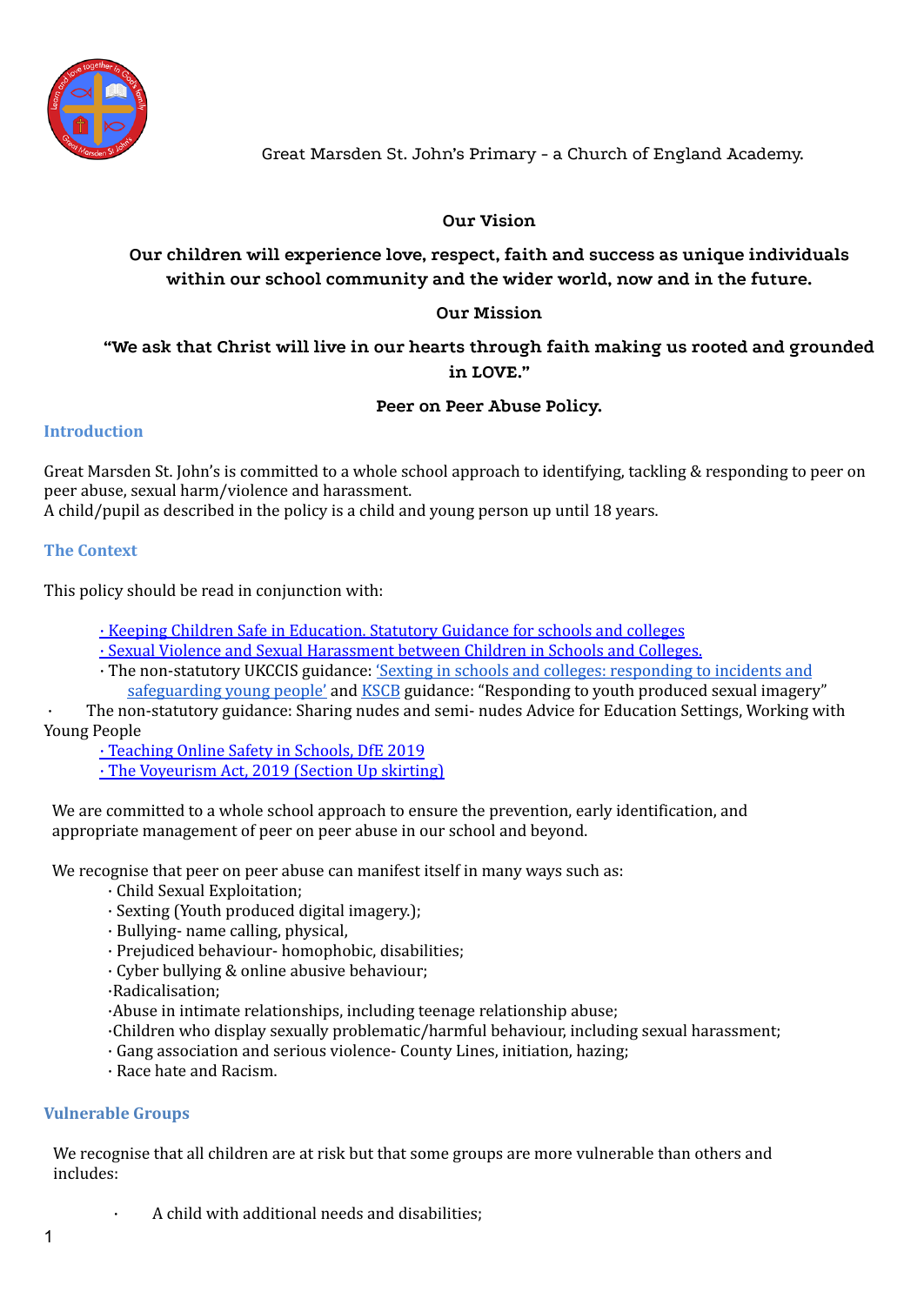Great Marsden St. John's Primary - a Church of England Academy.

**Our Vision**

**Our children will experience love, respect, faith and success as unique individuals within our school community and the wider world, now and in the future.**

**Our Mission**

**"We ask that Christ will live in our hearts through faith making us rooted and grounded in LOVE."**

**Peer on Peer Abuse Policy.**

## Introduction

Great Marsden St. John's is committed to a whole school approach to identifying, tackling & responding to peer on peer abuse, sexual harm/violence and harassment.
A child/pupil as described in the policy is a child and young person up until 18 years.

## The Context

This policy should be read in conjunction with:

- Keeping Children Safe in Education. Statutory Guidance for schools and colleges
- Sexual Violence and Sexual Harassment between Children in Schools and Colleges.
- The non-statutory UKCCIS guidance: 'Sexting in schools and colleges: responding to incidents and safeguarding young people' and KSCB guidance: "Responding to youth produced sexual imagery"
- The non-statutory guidance: Sharing nudes and semi- nudes Advice for Education Settings, Working with Young People
- Teaching Online Safety in Schools, DfE 2019
- The Voyeurism Act, 2019 (Section Up skirting)

We are committed to a whole school approach to ensure the prevention, early identification, and appropriate management of peer on peer abuse in our school and beyond.

We recognise that peer on peer abuse can manifest itself in many ways such as:

- Child Sexual Exploitation;
- Sexting (Youth produced digital imagery.);
- Bullying- name calling, physical,
- Prejudiced behaviour- homophobic, disabilities;
- Cyber bullying & online abusive behaviour;
- Radicalisation;
- Abuse in intimate relationships, including teenage relationship abuse;
- Children who display sexually problematic/harmful behaviour, including sexual harassment;
- Gang association and serious violence- County Lines, initiation, hazing;
- Race hate and Racism.

## Vulnerable Groups

We recognise that all children are at risk but that some groups are more vulnerable than others and includes:

- A child with additional needs and disabilities;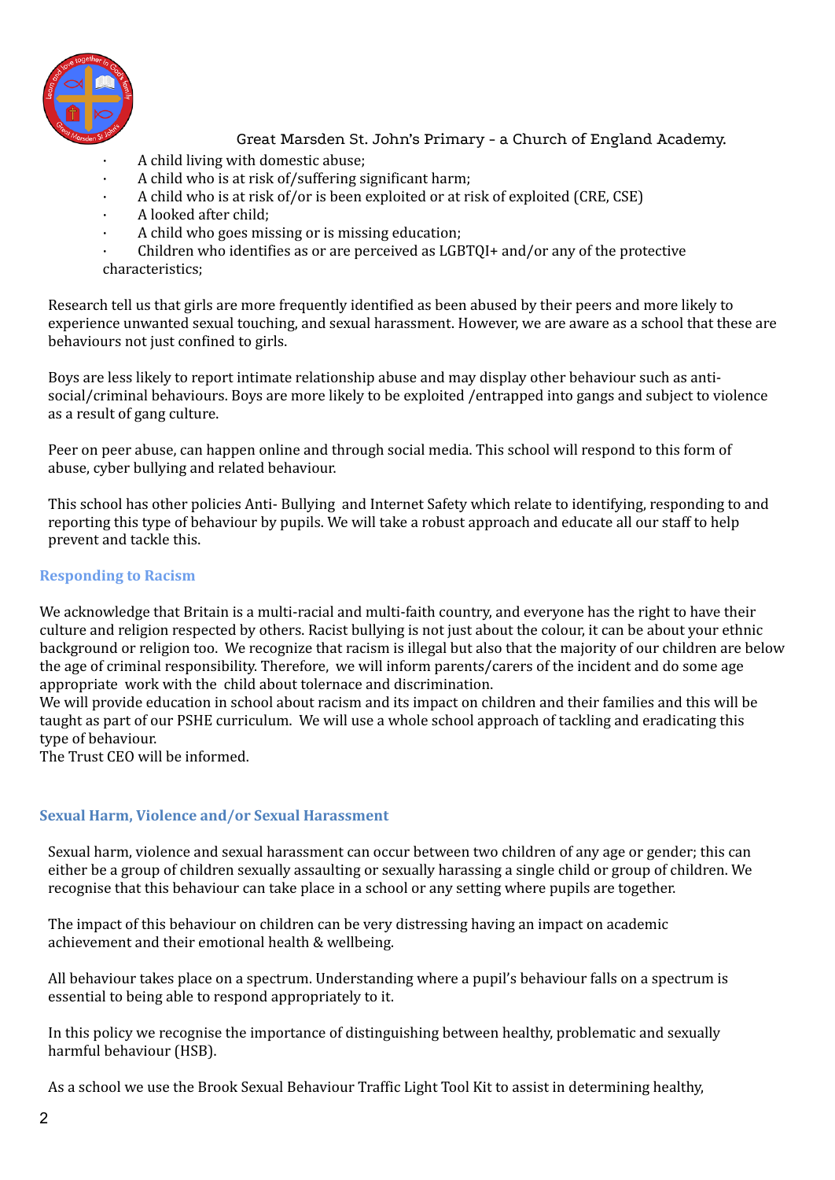- A child living with domestic abuse;
- A child who is at risk of/suffering significant harm;
- A child who is at risk of/or is been exploited or at risk of exploited (CRE, CSE)
- A looked after child;
- A child who goes missing or is missing education;
- Children who identifies as or are perceived as LGBTQI+ and/or any of the protective characteristics;

Research tell us that girls are more frequently identified as been abused by their peers and more likely to experience unwanted sexual touching, and sexual harassment. However, we are aware as a school that these are behaviours not just confined to girls.

Boys are less likely to report intimate relationship abuse and may display other behaviour such as anti-social/criminal behaviours. Boys are more likely to be exploited /entrapped into gangs and subject to violence as a result of gang culture.

Peer on peer abuse, can happen online and through social media. This school will respond to this form of abuse, cyber bullying and related behaviour.

This school has other policies Anti- Bullying and Internet Safety which relate to identifying, responding to and reporting this type of behaviour by pupils. We will take a robust approach and educate all our staff to help prevent and tackle this.

### Responding to Racism

We acknowledge that Britain is a multi-racial and multi-faith country, and everyone has the right to have their culture and religion respected by others. Racist bullying is not just about the colour, it can be about your ethnic background or religion too. We recognize that racism is illegal but also that the majority of our children are below the age of criminal responsibility. Therefore, we will inform parents/carers of the incident and do some age appropriate work with the child about tolernace and discrimination.
We will provide education in school about racism and its impact on children and their families and this will be taught as part of our PSHE curriculum. We will use a whole school approach of tackling and eradicating this type of behaviour.
The Trust CEO will be informed.

### Sexual Harm, Violence and/or Sexual Harassment

Sexual harm, violence and sexual harassment can occur between two children of any age or gender; this can either be a group of children sexually assaulting or sexually harassing a single child or group of children. We recognise that this behaviour can take place in a school or any setting where pupils are together.

The impact of this behaviour on children can be very distressing having an impact on academic achievement and their emotional health & wellbeing.

All behaviour takes place on a spectrum. Understanding where a pupil's behaviour falls on a spectrum is essential to being able to respond appropriately to it.

In this policy we recognise the importance of distinguishing between healthy, problematic and sexually harmful behaviour (HSB).

As a school we use the Brook Sexual Behaviour Traffic Light Tool Kit to assist in determining healthy,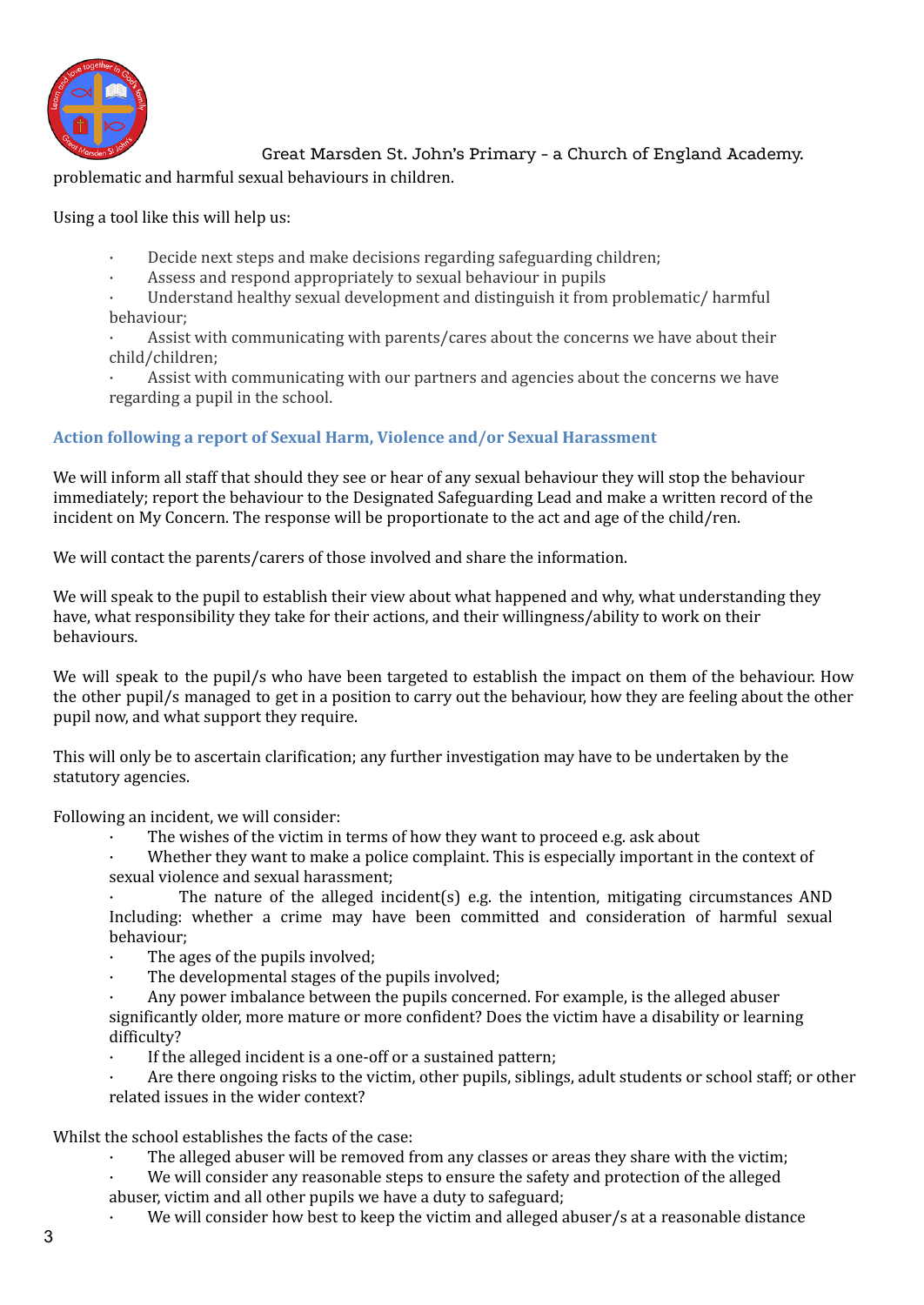problematic and harmful sexual behaviours in children.

Using a tool like this will help us:

- Decide next steps and make decisions regarding safeguarding children;
- Assess and respond appropriately to sexual behaviour in pupils
- Understand healthy sexual development and distinguish it from problematic/ harmful behaviour;
- Assist with communicating with parents/cares about the concerns we have about their child/children;
- Assist with communicating with our partners and agencies about the concerns we have regarding a pupil in the school.

### Action following a report of Sexual Harm, Violence and/or Sexual Harassment

We will inform all staff that should they see or hear of any sexual behaviour they will stop the behaviour immediately; report the behaviour to the Designated Safeguarding Lead and make a written record of the incident on My Concern. The response will be proportionate to the act and age of the child/ren.

We will contact the parents/carers of those involved and share the information.

We will speak to the pupil to establish their view about what happened and why, what understanding they have, what responsibility they take for their actions, and their willingness/ability to work on their behaviours.

We will speak to the pupil/s who have been targeted to establish the impact on them of the behaviour. How the other pupil/s managed to get in a position to carry out the behaviour, how they are feeling about the other pupil now, and what support they require.

This will only be to ascertain clarification; any further investigation may have to be undertaken by the statutory agencies.

Following an incident, we will consider:

- The wishes of the victim in terms of how they want to proceed e.g. ask about
- Whether they want to make a police complaint. This is especially important in the context of sexual violence and sexual harassment;
- The nature of the alleged incident(s) e.g. the intention, mitigating circumstances AND Including: whether a crime may have been committed and consideration of harmful sexual behaviour;
- The ages of the pupils involved;
- The developmental stages of the pupils involved;
- Any power imbalance between the pupils concerned. For example, is the alleged abuser significantly older, more mature or more confident? Does the victim have a disability or learning difficulty?
- If the alleged incident is a one-off or a sustained pattern;
- Are there ongoing risks to the victim, other pupils, siblings, adult students or school staff; or other related issues in the wider context?

Whilst the school establishes the facts of the case:

- The alleged abuser will be removed from any classes or areas they share with the victim;
- We will consider any reasonable steps to ensure the safety and protection of the alleged abuser, victim and all other pupils we have a duty to safeguard;
- We will consider how best to keep the victim and alleged abuser/s at a reasonable distance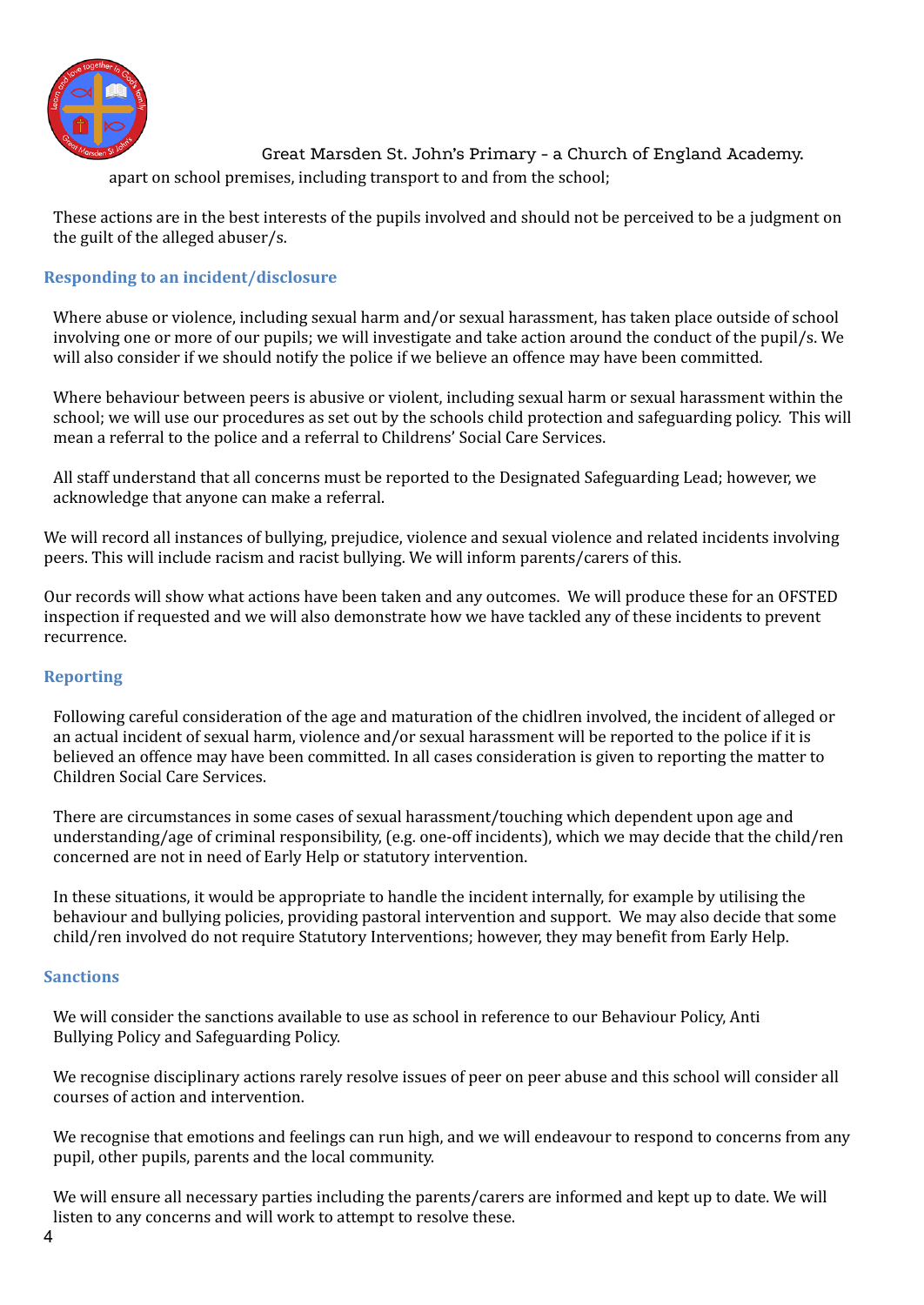apart on school premises, including transport to and from the school;

These actions are in the best interests of the pupils involved and should not be perceived to be a judgment on the guilt of the alleged abuser/s.

### Responding to an incident/disclosure

Where abuse or violence, including sexual harm and/or sexual harassment, has taken place outside of school involving one or more of our pupils; we will investigate and take action around the conduct of the pupil/s. We will also consider if we should notify the police if we believe an offence may have been committed.

Where behaviour between peers is abusive or violent, including sexual harm or sexual harassment within the school; we will use our procedures as set out by the schools child protection and safeguarding policy. This will mean a referral to the police and a referral to Childrens' Social Care Services.

All staff understand that all concerns must be reported to the Designated Safeguarding Lead; however, we acknowledge that anyone can make a referral.

We will record all instances of bullying, prejudice, violence and sexual violence and related incidents involving peers. This will include racism and racist bullying. We will inform parents/carers of this.

Our records will show what actions have been taken and any outcomes. We will produce these for an OFSTED inspection if requested and we will also demonstrate how we have tackled any of these incidents to prevent recurrence.

### Reporting

Following careful consideration of the age and maturation of the chidlren involved, the incident of alleged or an actual incident of sexual harm, violence and/or sexual harassment will be reported to the police if it is believed an offence may have been committed. In all cases consideration is given to reporting the matter to Children Social Care Services.

There are circumstances in some cases of sexual harassment/touching which dependent upon age and understanding/age of criminal responsibility, (e.g. one-off incidents), which we may decide that the child/ren concerned are not in need of Early Help or statutory intervention.

In these situations, it would be appropriate to handle the incident internally, for example by utilising the behaviour and bullying policies, providing pastoral intervention and support. We may also decide that some child/ren involved do not require Statutory Interventions; however, they may benefit from Early Help.

### Sanctions

We will consider the sanctions available to use as school in reference to our Behaviour Policy, Anti Bullying Policy and Safeguarding Policy.

We recognise disciplinary actions rarely resolve issues of peer on peer abuse and this school will consider all courses of action and intervention.

We recognise that emotions and feelings can run high, and we will endeavour to respond to concerns from any pupil, other pupils, parents and the local community.

We will ensure all necessary parties including the parents/carers are informed and kept up to date. We will listen to any concerns and will work to attempt to resolve these.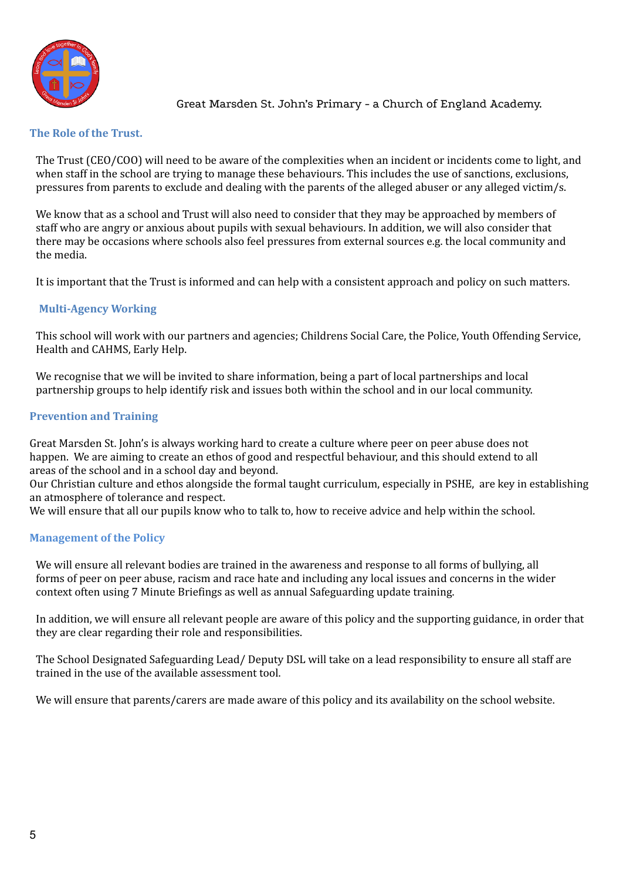Great Marsden St. John's Primary - a Church of England Academy.

## The Role of the Trust.

The Trust (CEO/COO) will need to be aware of the complexities when an incident or incidents come to light, and when staff in the school are trying to manage these behaviours. This includes the use of sanctions, exclusions, pressures from parents to exclude and dealing with the parents of the alleged abuser or any alleged victim/s.

We know that as a school and Trust will also need to consider that they may be approached by members of staff who are angry or anxious about pupils with sexual behaviours. In addition, we will also consider that there may be occasions where schools also feel pressures from external sources e.g. the local community and the media.

It is important that the Trust is informed and can help with a consistent approach and policy on such matters.

## Multi-Agency Working

This school will work with our partners and agencies; Childrens Social Care, the Police, Youth Offending Service, Health and CAHMS, Early Help.

We recognise that we will be invited to share information, being a part of local partnerships and local partnership groups to help identify risk and issues both within the school and in our local community.

## Prevention and Training

Great Marsden St. John's is always working hard to create a culture where peer on peer abuse does not happen. We are aiming to create an ethos of good and respectful behaviour, and this should extend to all areas of the school and in a school day and beyond.
Our Christian culture and ethos alongside the formal taught curriculum, especially in PSHE, are key in establishing an atmosphere of tolerance and respect.
We will ensure that all our pupils know who to talk to, how to receive advice and help within the school.

## Management of the Policy

We will ensure all relevant bodies are trained in the awareness and response to all forms of bullying, all forms of peer on peer abuse, racism and race hate and including any local issues and concerns in the wider context often using 7 Minute Briefings as well as annual Safeguarding update training.

In addition, we will ensure all relevant people are aware of this policy and the supporting guidance, in order that they are clear regarding their role and responsibilities.

The School Designated Safeguarding Lead/ Deputy DSL will take on a lead responsibility to ensure all staff are trained in the use of the available assessment tool.

We will ensure that parents/carers are made aware of this policy and its availability on the school website.